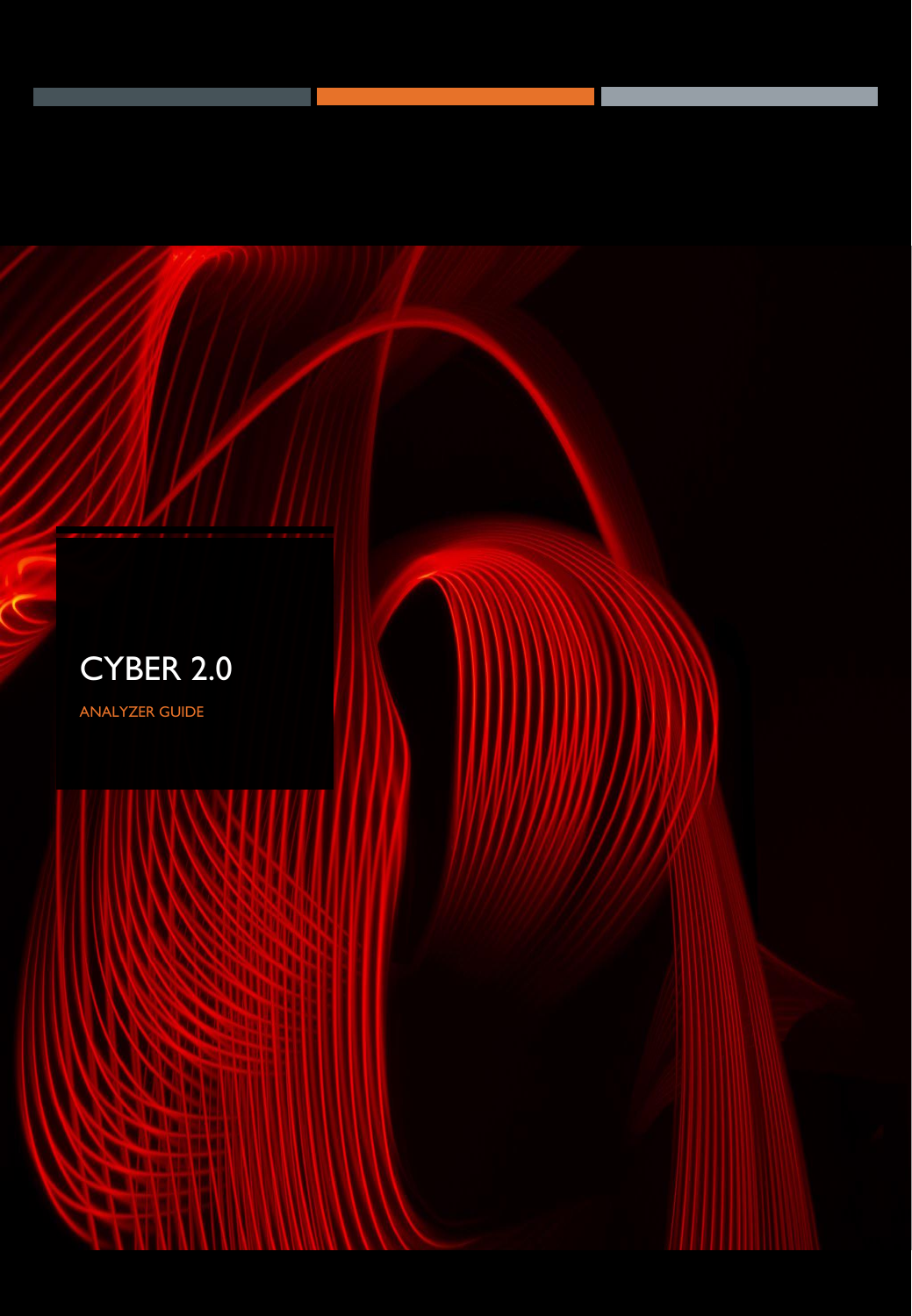# CYBER 2.0

ANALYZER GUIDE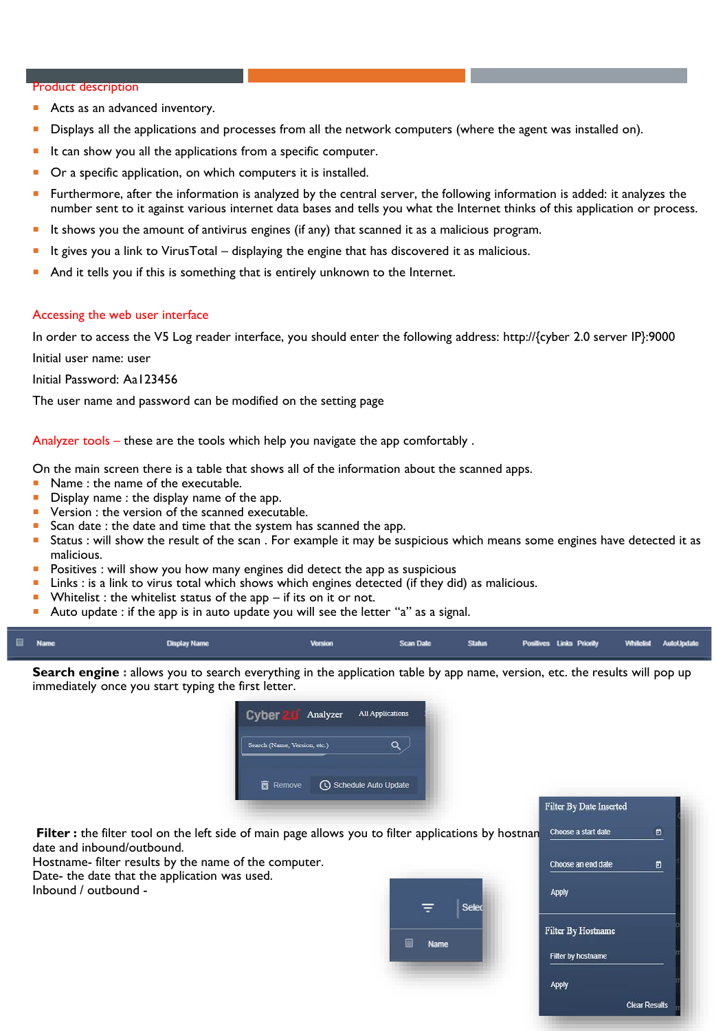## Product description

- Acts as an advanced inventory.
- Displays all the applications and processes from all the network computers (where the agent was installed on).
- It can show you all the applications from a specific computer.
- Or a specific application, on which computers it is installed.
- Furthermore, after the information is analyzed by the central server, the following information is added: it analyzes the number sent to it against various internet data bases and tells you what the Internet thinks of this application or process.
- It shows you the amount of antivirus engines (if any) that scanned it as a malicious program.
- It gives you a link to VirusTotal – displaying the engine that has discovered it as malicious.
- And it tells you if this is something that is entirely unknown to the Internet.

## Accessing the web user interface

In order to access the V5 Log reader interface, you should enter the following address: http://{cyber 2.0 server IP}:9000

Initial user name: user

Initial Password: Aa123456

The user name and password can be modified on the setting page

## Analyzer tools – these are the tools which help you navigate the app comfortably .

On the main screen there is a table that shows all of the information about the scanned apps.

- Name : the name of the executable.
- Display name : the display name of the app.
- Version : the version of the scanned executable.
- Scan date : the date and time that the system has scanned the app.
- Status : will show the result of the scan . For example it may be suspicious which means some engines have detected it as malicious.
- Positives : will show you how many engines did detect the app as suspicious
- Links : is a link to virus total which shows which engines detected (if they did) as malicious.
- Whitelist : the whitelist status of the app – if its on it or not.
- Auto update : if the app is in auto update you will see the letter “a” as a signal.

| | Name | Display Name | Version | Scan Date | Status | Positives | Links | Priority | Whitelist | AutoUpdate |
|---|---|---|---|---|---|---|---|---|---|---|

**Search engine :** allows you to search everything in the application table by app name, version, etc. the results will pop up immediately once you start typing the first letter.

Cyber 2.0 Analyzer All Applications

Search (Name, Version, etc.)

Remove Schedule Auto Update

**Filter :** the filter tool on the left side of main page allows you to filter applications by hostname, date and inbound/outbound.
Hostname- filter results by the name of the computer.
Date- the date that the application was used.
Inbound / outbound -

Filter By Date Inserted
Choose a start date
Choose an end date
Apply
Filter By Hostname
Filter by hostname
Apply
Clear Results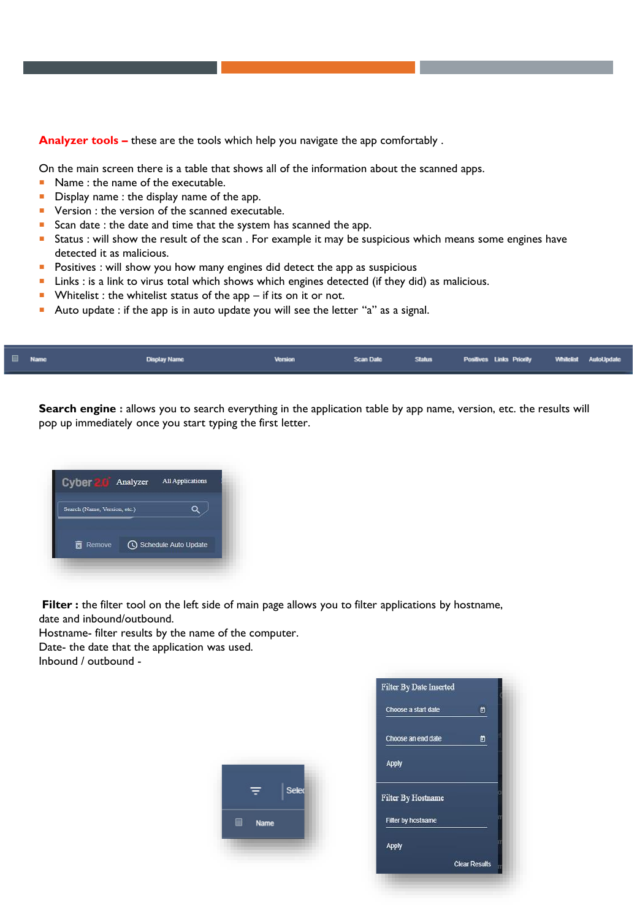**Analyzer tools –** these are the tools which help you navigate the app comfortably .

On the main screen there is a table that shows all of the information about the scanned apps.

- Name : the name of the executable.
- Display name : the display name of the app.
- Version : the version of the scanned executable.
- Scan date : the date and time that the system has scanned the app.
- Status : will show the result of the scan . For example it may be suspicious which means some engines have detected it as malicious.
- Positives : will show you how many engines did detect the app as suspicious
- Links : is a link to virus total which shows which engines detected (if they did) as malicious.
- Whitelist : the whitelist status of the app – if its on it or not.
- Auto update : if the app is in auto update you will see the letter "a" as a signal.

**Search engine :** allows you to search everything in the application table by app name, version, etc. the results will pop up immediately once you start typing the first letter.

**Filter :** the filter tool on the left side of main page allows you to filter applications by hostname, date and inbound/outbound.
Hostname- filter results by the name of the computer.
Date- the date that the application was used.
Inbound / outbound -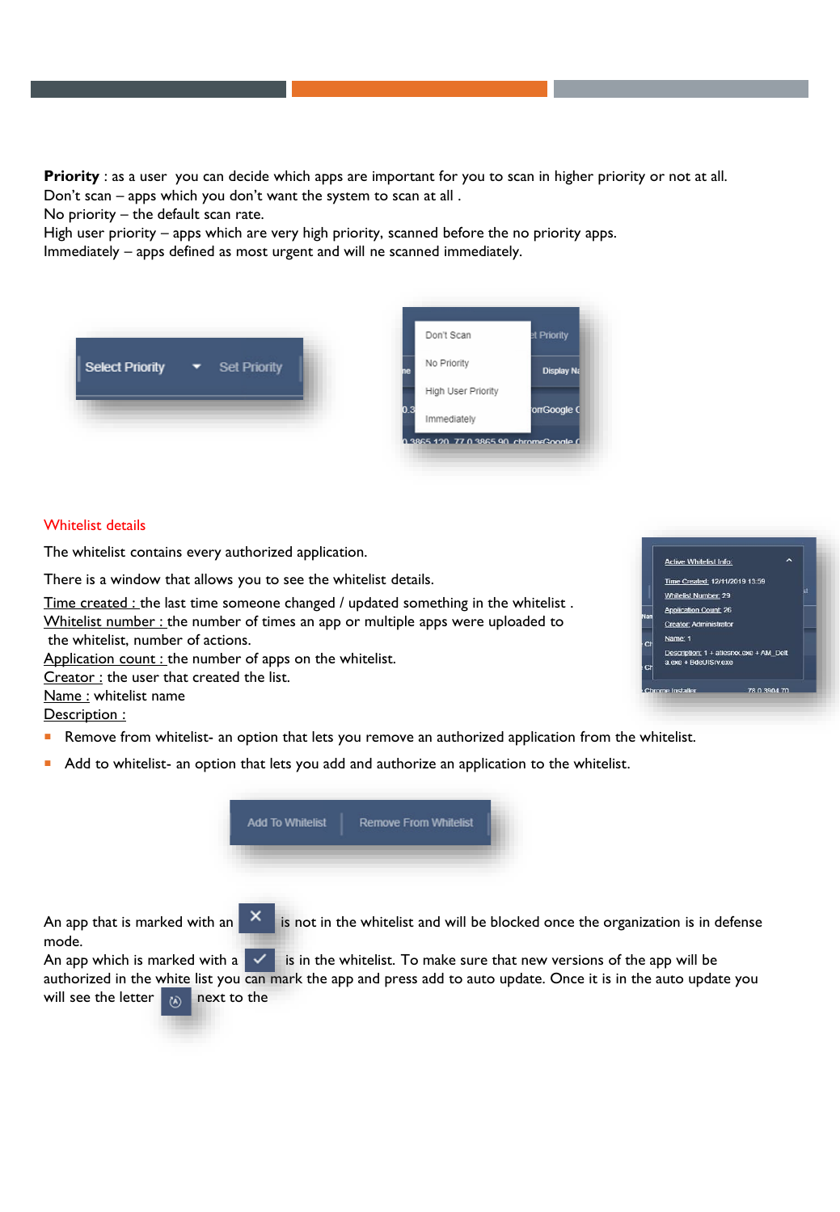**Priority** : as a user you can decide which apps are important for you to scan in higher priority or not at all.
Don't scan – apps which you don't want the system to scan at all .
No priority – the default scan rate.
High user priority – apps which are very high priority, scanned before the no priority apps.
Immediately – apps defined as most urgent and will ne scanned immediately.

Whitelist details

The whitelist contains every authorized application.

There is a window that allows you to see the whitelist details.

Time created : the last time someone changed / updated something in the whitelist .
Whitelist number : the number of times an app or multiple apps were uploaded to the whitelist, number of actions.
Application count : the number of apps on the whitelist.
Creator : the user that created the list.
Name : whitelist name
Description :

- Remove from whitelist- an option that lets you remove an authorized application from the whitelist.
- Add to whitelist- an option that lets you add and authorize an application to the whitelist.

An app that is marked with an ✕ is not in the whitelist and will be blocked once the organization is in defense mode.
An app which is marked with a ✓ is in the whitelist. To make sure that new versions of the app will be authorized in the white list you can mark the app and press add to auto update. Once it is in the auto update you will see the letter next to the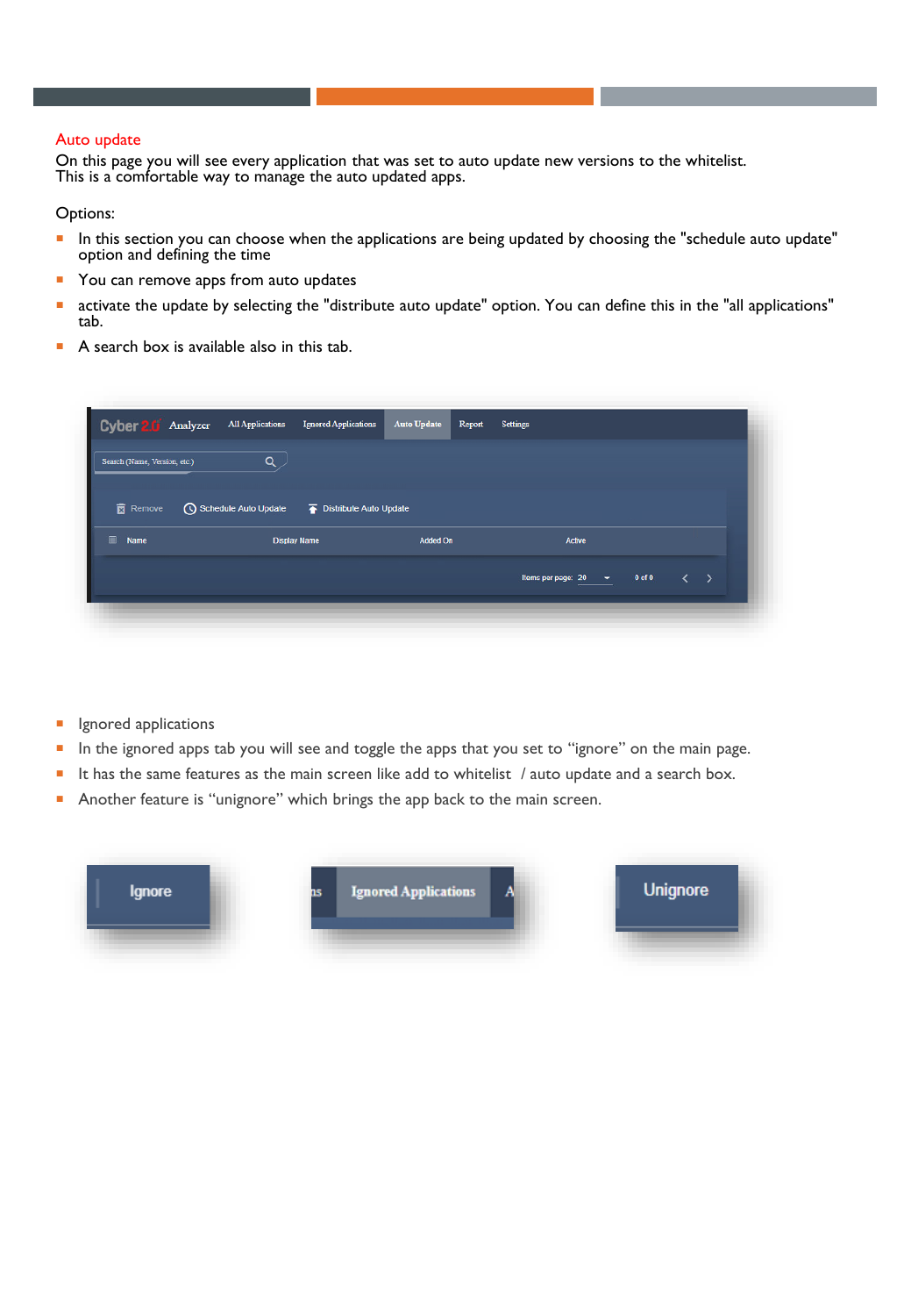## Auto update

On this page you will see every application that was set to auto update new versions to the whitelist.
This is a comfortable way to manage the auto updated apps.

Options:

- In this section you can choose when the applications are being updated by choosing the "schedule auto update" option and defining the time
- You can remove apps from auto updates
- activate the update by selecting the "distribute auto update" option. You can define this in the "all applications" tab.
- A search box is available also in this tab.

- Ignored applications
- In the ignored apps tab you will see and toggle the apps that you set to “ignore” on the main page.
- It has the same features as the main screen like add to whitelist / auto update and a search box.
- Another feature is “unignore” which brings the app back to the main screen.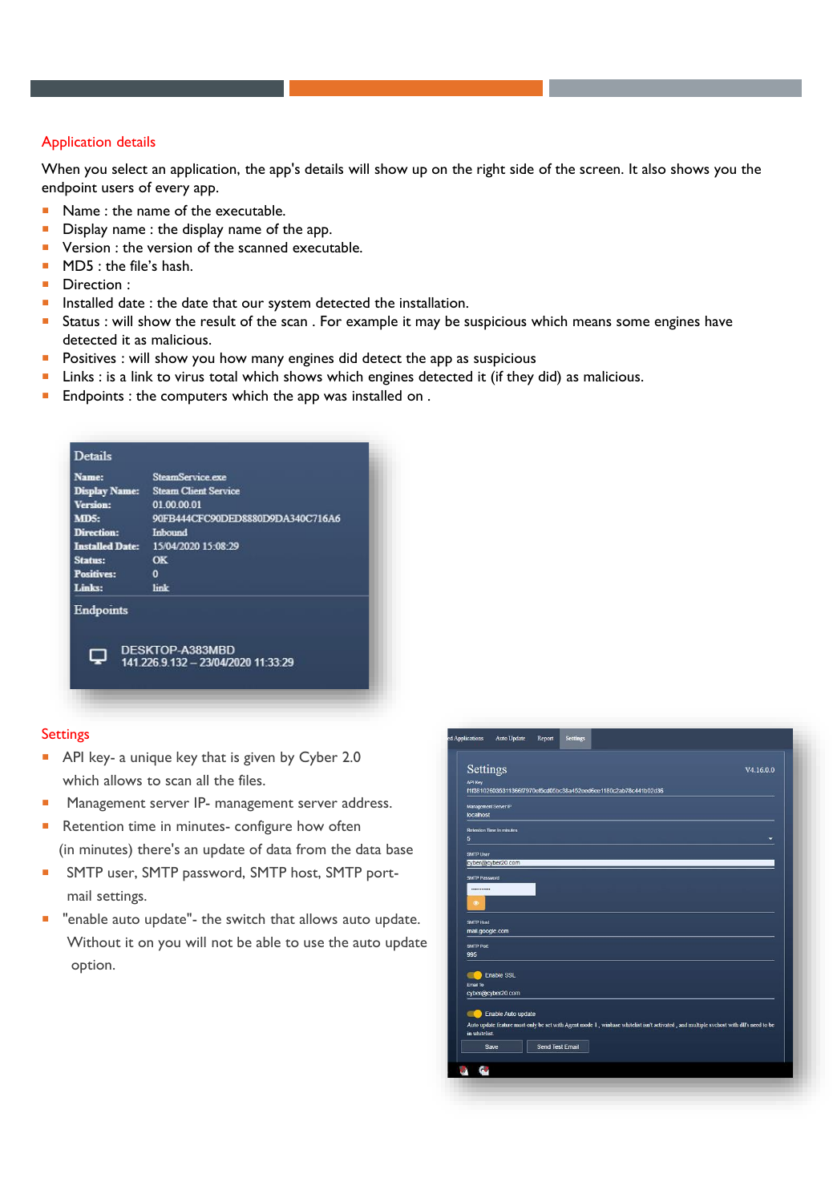## Application details

When you select an application, the app's details will show up on the right side of the screen. It also shows you the endpoint users of every app.

- Name : the name of the executable.
- Display name : the display name of the app.
- Version : the version of the scanned executable.
- MD5 : the file's hash.
- Direction :
- Installed date : the date that our system detected the installation.
- Status : will show the result of the scan . For example it may be suspicious which means some engines have detected it as malicious.
- Positives : will show you how many engines did detect the app as suspicious
- Links : is a link to virus total which shows which engines detected it (if they did) as malicious.
- Endpoints : the computers which the app was installed on .

## Settings

- API key- a unique key that is given by Cyber 2.0 which allows to scan all the files.
- Management server IP- management server address.
- Retention time in minutes- configure how often (in minutes) there's an update of data from the data base
- SMTP user, SMTP password, SMTP host, SMTP port- mail settings.
- "enable auto update"- the switch that allows auto update. Without it on you will not be able to use the auto update option.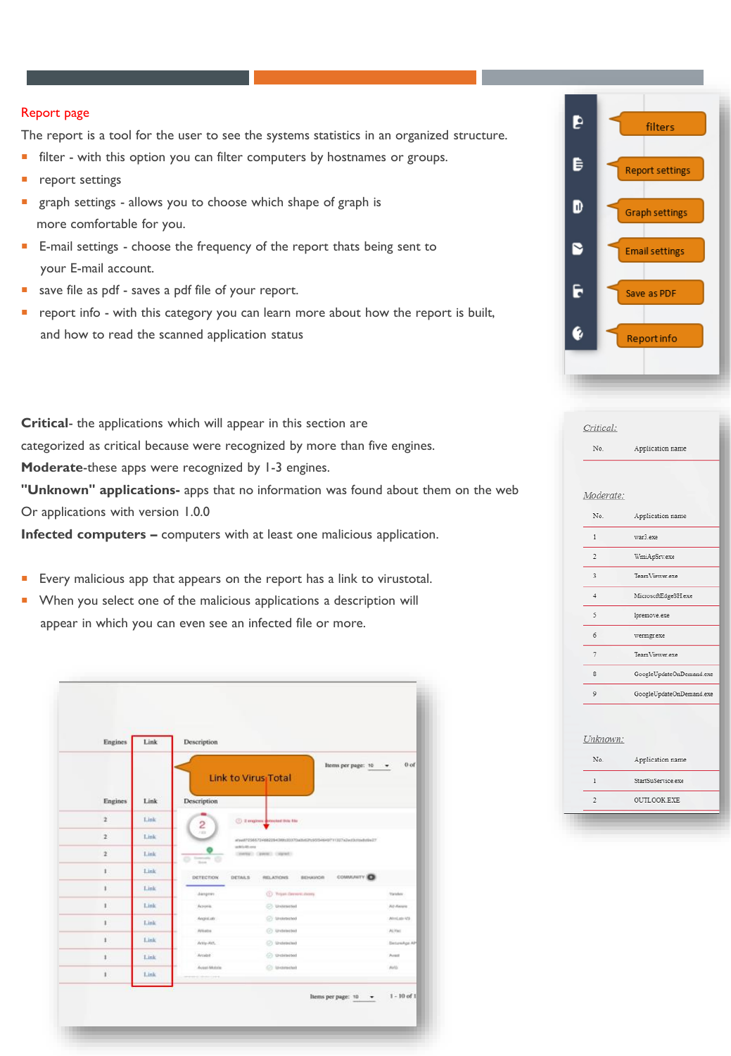## Report page

The report is a tool for the user to see the systems statistics in an organized structure.

- filter - with this option you can filter computers by hostnames or groups.
- report settings
- graph settings - allows you to choose which shape of graph is more comfortable for you.
- E-mail settings - choose the frequency of the report thats being sent to your E-mail account.
- save file as pdf - saves a pdf file of your report.
- report info - with this category you can learn more about how the report is built, and how to read the scanned application status

filters

Report settings

Graph settings

Email settings

Save as PDF

Report info

**Critical**- the applications which will appear in this section are categorized as critical because were recognized by more than five engines.

**Moderate**-these apps were recognized by 1-3 engines.

**"Unknown" applications-** apps that no information was found about them on the web Or applications with version 1.0.0

**Infected computers –** computers with at least one malicious application.

- Every malicious app that appears on the report has a link to virustotal.
- When you select one of the malicious applications a description will appear in which you can even see an infected file or more.

*Critical:*

| No. | Application name |
|---|---|

*Moderate:*

| No. | Application name |
|---|---|
| 1 | war3.exe |
| 2 | WmiApSrv.exe |
| 3 | TeamViewer.exe |
| 4 | MicrosoftEdgeSH.exe |
| 5 | lpremove.exe |
| 6 | vermgr.exe |
| 7 | TeamViewer.exe |
| 8 | GoogleUpdateOnDemand.exe |
| 9 | GoogleUpdateOnDemand.exe |

*Unknown:*

| No. | Application name |
|---|---|
| 1 | StartSuService.exe |
| 2 | OUTLOOK.EXE |

Link to Virus Total

| Engines | Link | Description |
|---|---|---|
| 2 | Link | |
| 2 | Link | |
| 2 | Link | |
| 1 | Link | |
| 1 | Link | |
| 1 | Link | |
| 1 | Link | |
| 1 | Link | |
| 1 | Link | |
| 1 | Link | |

Items per page: 10 1 - 10 of 1